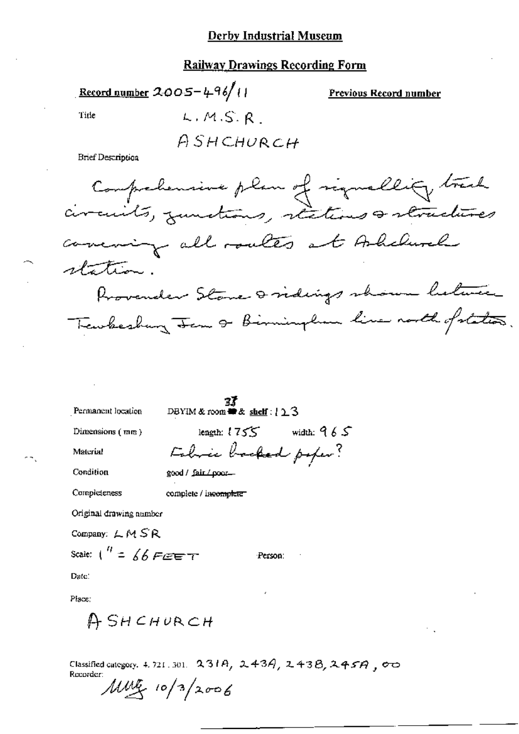# Derby Industrial Museum

## Railway Drawings Recording Form

**Record number** 2005-496/11 **Previous Record number**

Title L.M.S.R.

ASHCHURCH

Brief Description

Comprehensive plan of signalling, track circuits, junctions, stations & structures covering all routes at Ashchurch station.

Provender Store & sidings shown between Tewkesbury Jcn & Birmingham line north of station.

Permanent location DBYIM & room 33 & shelf : 123

Dimensions (mm) length: 1755 width: 965

Material Fabric backed paper?

Condition good / ~~fair / poor~~

Completeness complete / ~~incomplete~~

Original drawing number

Company: LMSR

Scale: 1" = 66 FEET Person:

Date:

Place:

ASHCHURCH

Classified category. 4.721.301. 231A, 243A, 243B, 245A, oo

Recorder:

MWG 10/3/2006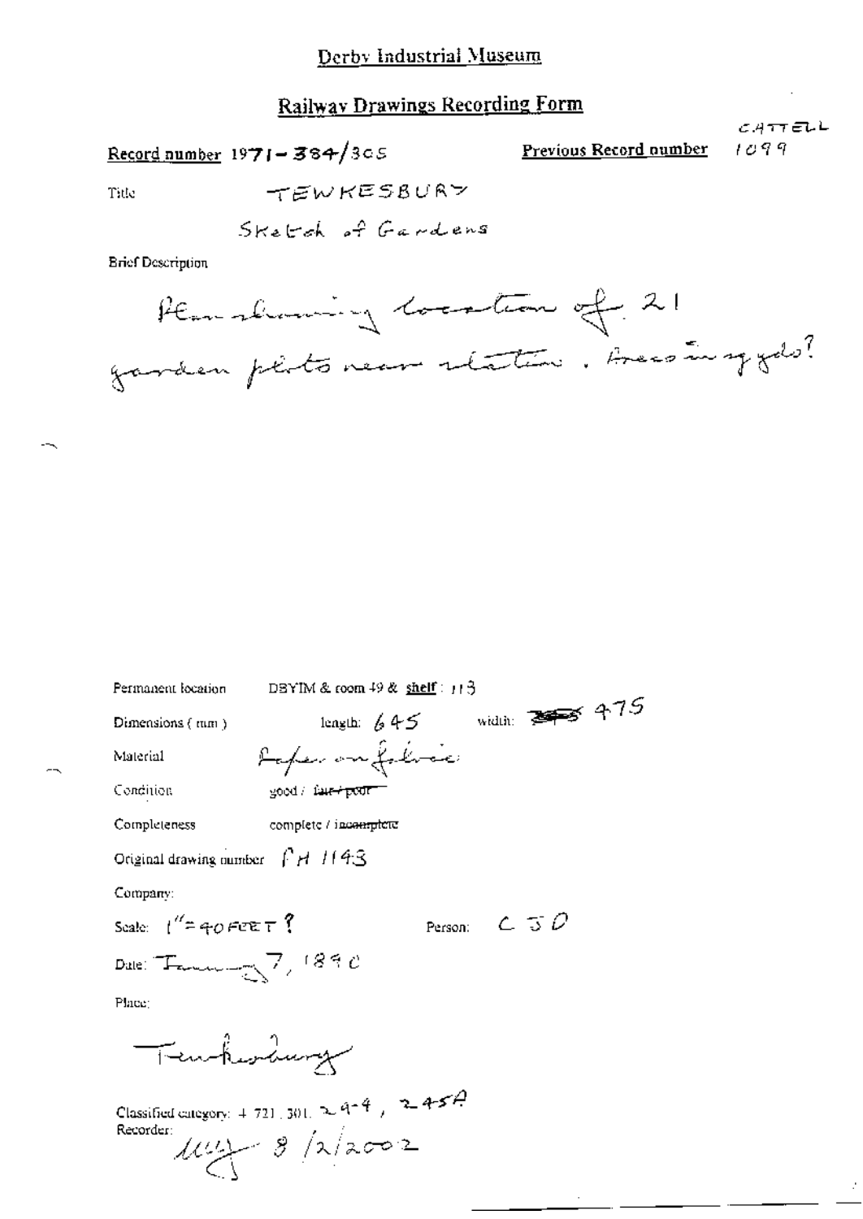Derby Industrial Museum

## Railway Drawings Recording Form

Record number 1971-384/305

Previous Record number CATTELL 1099

Title TEWKESBURY

Sketch of Gardens

Brief Description

Plan showing location of 21 garden plots near station. Areas in sq yds?

Permanent location DBYIM & room 49 & shelf: 113

Dimensions (mm) length: 645 width: ~~360~~ 475

Material Paper on fabric

Condition good / ~~fair / poor~~

Completeness complete / ~~incomplete~~

Original drawing number PH 1143

Company:

Scale: 1" = 40 FEET ?

Person: C J O

Date: January 7, 1890

Place:

Tewkesbury

Classified category: 4.721.301. 249, 245A

Recorder: lmy 8/2/2002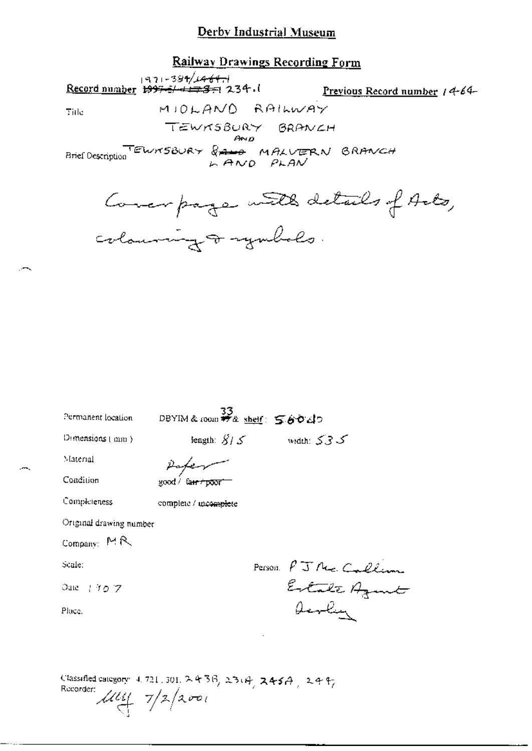# Derby Industrial Museum

## Railway Drawings Recording Form

**Record number** ~~1997-5/1464-1~~ 1971-384/1464-1 234.1

**Previous Record number** 1464

Title: MIDLAND RAILWAY

TEWKSBURY BRANCH

AND

Brief Description: TEWKSBURY & ~~AND~~ MALVERN BRANCH LAND PLAN

Cover page with details of Acts, colouring & symbols.

Permanent location: DBYIM & room 33 & shelf: 560 dD

Dimensions (mm): length: 815 width: 535

Material: Paper

Condition: good / ~~fair / poor~~

Completeness: complete / ~~incomplete~~

Original drawing number

Company: MR

Scale:

Date: 1907

Place:

Person: P J Mc. Callum, Estate Agent, Derby

Classified category: 4.721.301, 243B, 231A, 245A, 247,

Recorder: [signature] 7/2/2001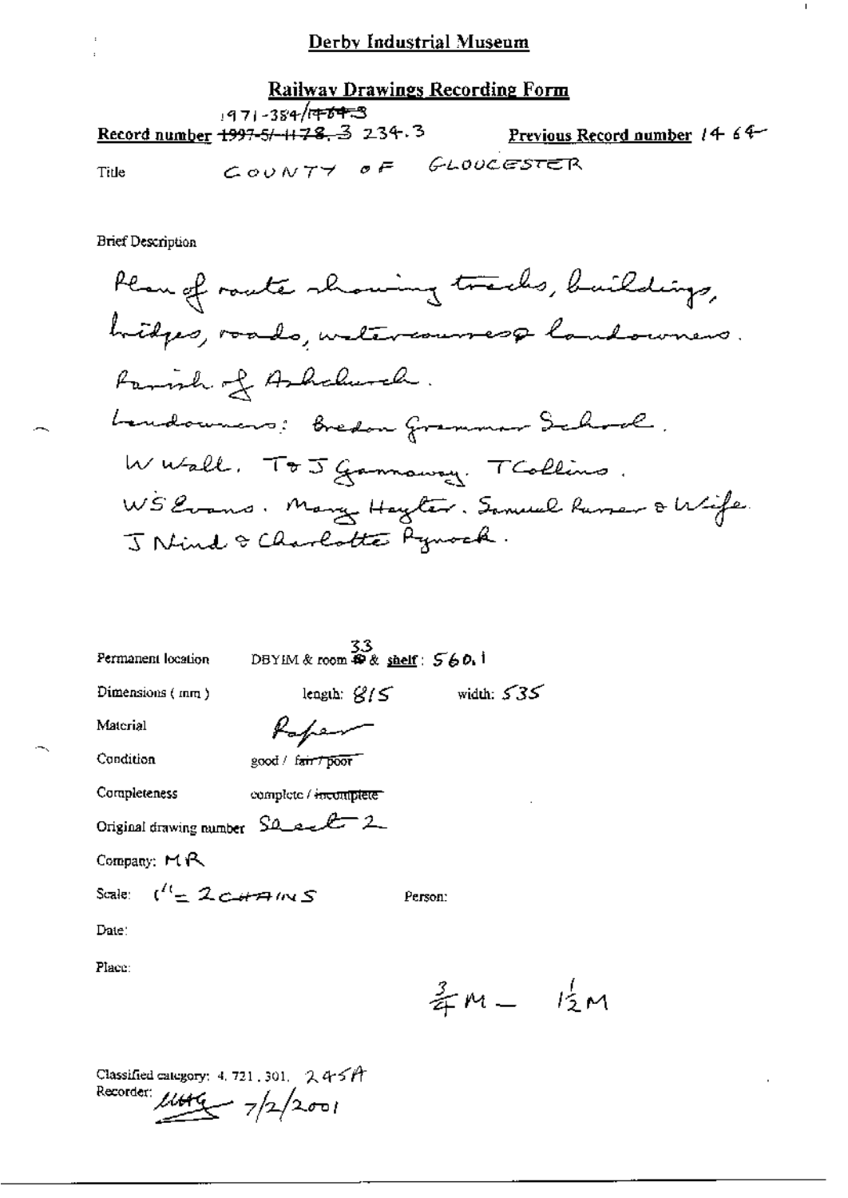## Derby Industrial Museum

### Railway Drawings Recording Form

Record number ~~1997-5/-1178.3~~ 1971-384/~~1443~~ 234.3 Previous Record number 1464

Title COUNTY OF GLOUCESTER

Brief Description

Plan of route showing tracks, buildings, bridges, roads, watercourses & landowners. Parish of Ashchurch. Landowners: Bredon Grammar School. W Wall. T & J Gammaway. T Collins. WS Evans. Mary Hayter. Samuel Ramer & Wife. J Nind & Charlotte Pynock.

Permanent location DBYIM & room 33 & shelf: 560.1

Dimensions (mm) length: 815 width: 535

Material Paper

Condition good / ~~fair / poor~~

Completeness complete / ~~incomplete~~

Original drawing number Sheet 2

Company: MR

Scale: 1" = 2 CHAINS Person:

Date:

Place:

$\frac{3}{4}$M – $1\frac{1}{2}$M

Classified category: 4. 721. 301. 245A

Recorder: MHG 7/2/2001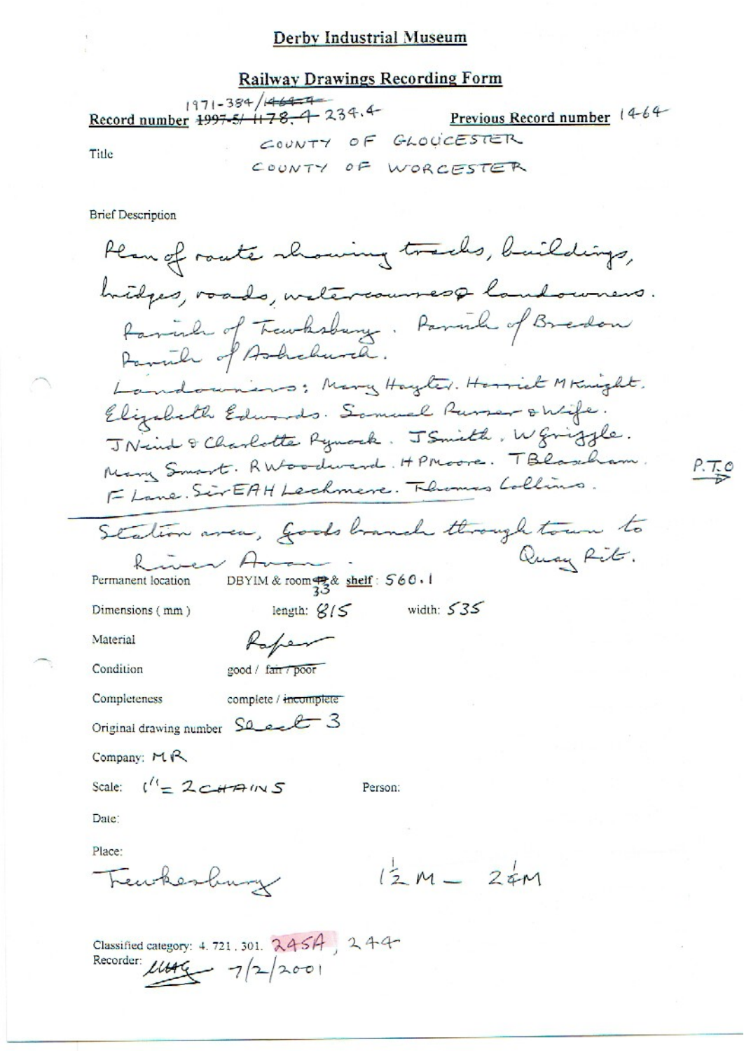# Derby Industrial Museum

## Railway Drawings Recording Form

Record number ~~1997-5/~~ ~~1178.4~~ 234.4
1971-384/~~1464.4~~

Previous Record number 1464

Title
COUNTY OF GLOUCESTER
COUNTY OF WORCESTER

Brief Description

Plan of route showing tracks, buildings, bridges, roads, watercourses & landowners.
Parish of Tewkesbury. Parish of Bredon
Parish of Ashchurch.
Landowners: Mary Hayter. Harriet M Knight. Elizabeth Edwards. Samuel Purser & Wife. J Nind & Charlotte Pynock. J Smith. W Grizzle. Mary Smart. R Woodward. H P Moore. T Blassham. F Lane. Sir EAH Lechmere. Thomas Collins.

P.T.O →

Station area, Goods branch through town to River Avon. Quay Pit.

Permanent location DBYIM & room ~~12~~ 33 & shelf: 560.1

Dimensions (mm) length: 815 width: 535

Material Paper

Condition good / ~~fair / poor~~

Completeness complete / ~~incomplete~~

Original drawing number Sheet 3

Company: MR

Scale: 1" = 2 CHAINS Person:

Date:

Place:
Tewkesbury $1\frac{1}{2}$ M – $2\frac{1}{4}$ M

Classified category: 4. 721. 301. 245A, 244

Recorder: [initials] 7/2/2001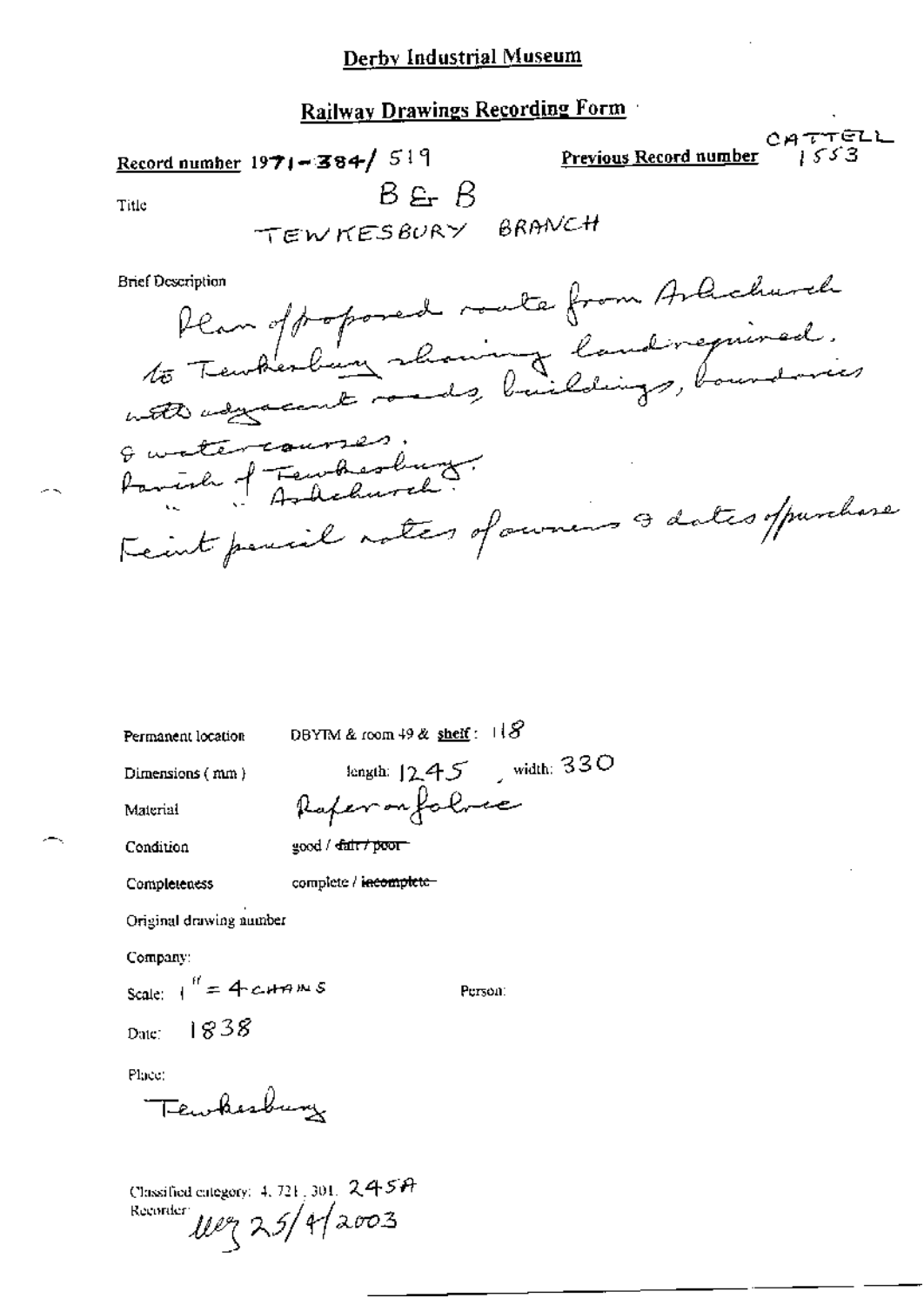# Derby Industrial Museum

## Railway Drawings Recording Form

**Record number** 1971-384/ 519

**Previous Record number** CATTELL 1553

Title: B & B
TEWKESBURY BRANCH

Brief Description:
Plan of proposed route from Ashchurch to Tewkesbury showing land required, with adjacent roads, buildings, boundaries & watercourses.
Parish of Tewkesbury.
" " Ashchurch.
Feint pencil notes of owners & dates of purchase

Permanent location: DBYIM & room 49 & shelf: 118

Dimensions (mm): length: 1245, width: 330

Material: Paper on fabric

Condition: good / ~~fair / poor~~

Completeness: complete / ~~incomplete~~

Original drawing number:

Company:

Scale: 1" = 4 CHAINS

Person:

Date: 1838

Place:
Tewkesbury

Classified category: 4. 721. 301. 245A

Recorder: WEJ 25/4/2003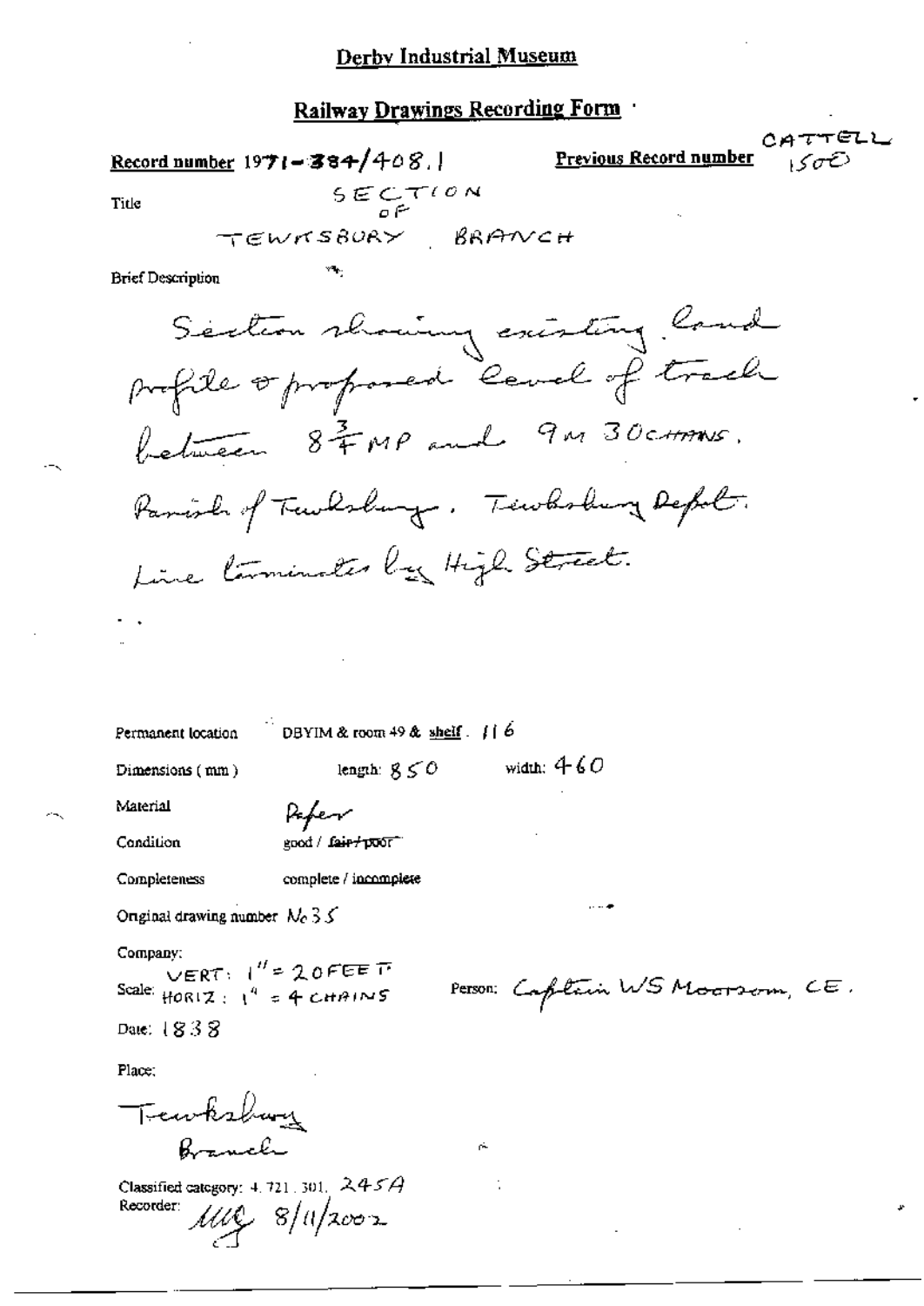## Derby Industrial Museum

### Railway Drawings Recording Form

**Record number** 1971-384/408.1

**Previous Record number** CATTELL 1500

Title: SECTION OF TEWKSBURY BRANCH

Brief Description

Section showing existing land profile & proposed level of track between $8\frac{3}{4}$ MP and 9M 30CHAINS. Parish of Tewksbury. Tewksbury Depot. Line terminates by High Street.

Permanent location: DBYIM & room 49 & shelf. 116

Dimensions (mm) length: 850 width: 460

Material: Paper

Condition: good / ~~fair / poor~~

Completeness: complete / incomplete

Original drawing number: No 35

Company:

Scale: VERT: 1" = 20FEET HORIZ: 1" = 4 CHAINS

Person: Captain WS Moorsom, CE.

Date: 1838

Place:

Tewksbury Branch

Classified category: 4. 721. 301. 245A

Recorder: MG 8/11/2002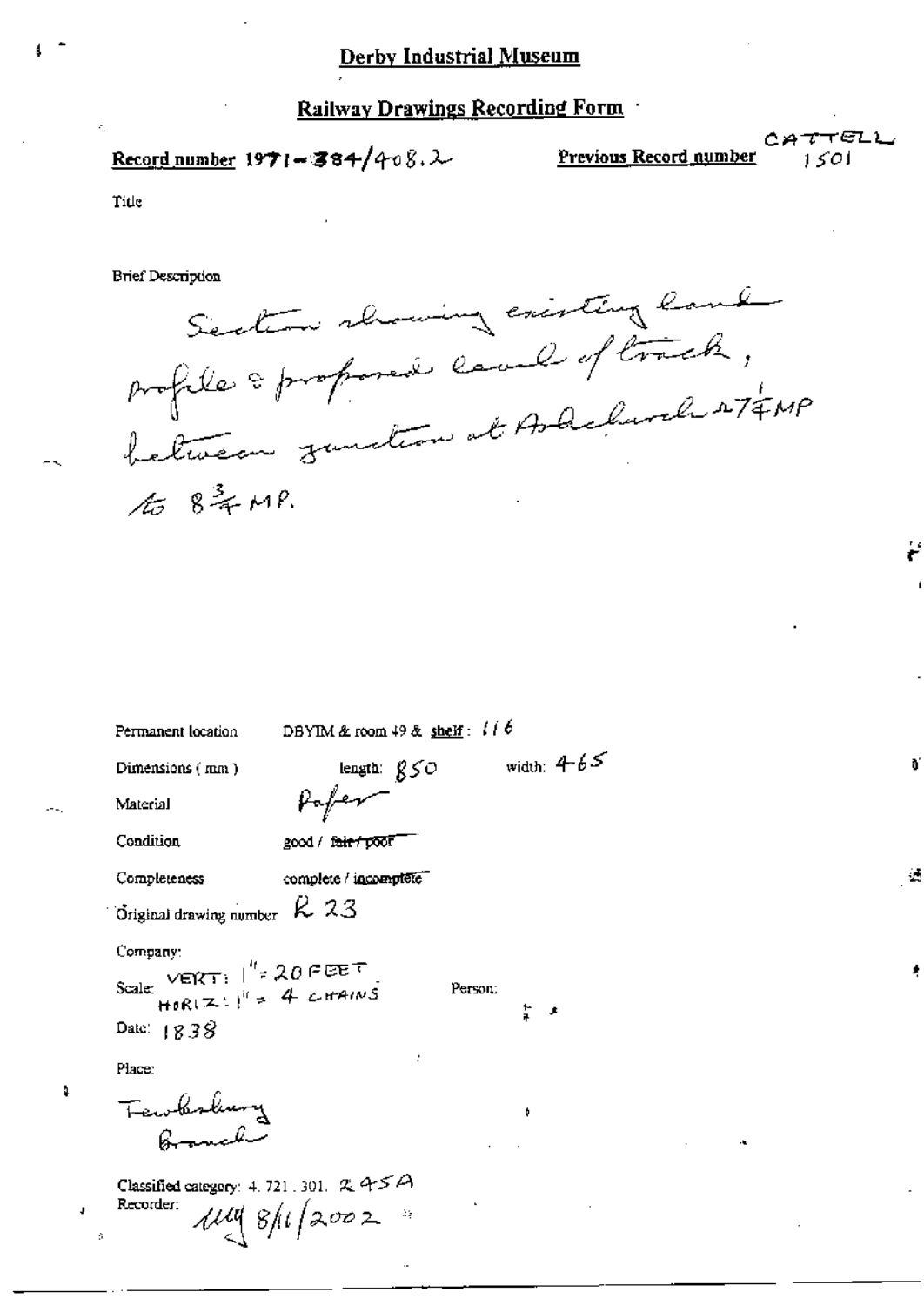# Derby Industrial Museum

## Railway Drawings Recording Form

**Record number** 1971-384/408.2

**Previous Record number** CATTELL 1501

Title

Brief Description

Section showing existing land profile & proposed level of track, between junction at Ashchurch 27¼MP to 8¾MP.

Permanent location DBYIM & room 49 & shelf: 116

Dimensions (mm) length: 850 width: 465

Material Paper

Condition good / ~~fair / poor~~

Completeness complete / ~~incomplete~~

Original drawing number R 23

Company:

Scale: VERT: 1" = 20 FEET
HORIZ: 1" = 4 CHAINS

Person:

Date: 1838

Place:

Tewkesbury Branch

Classified category: 4. 721. 301. 245A

Recorder: MM 8/11/2002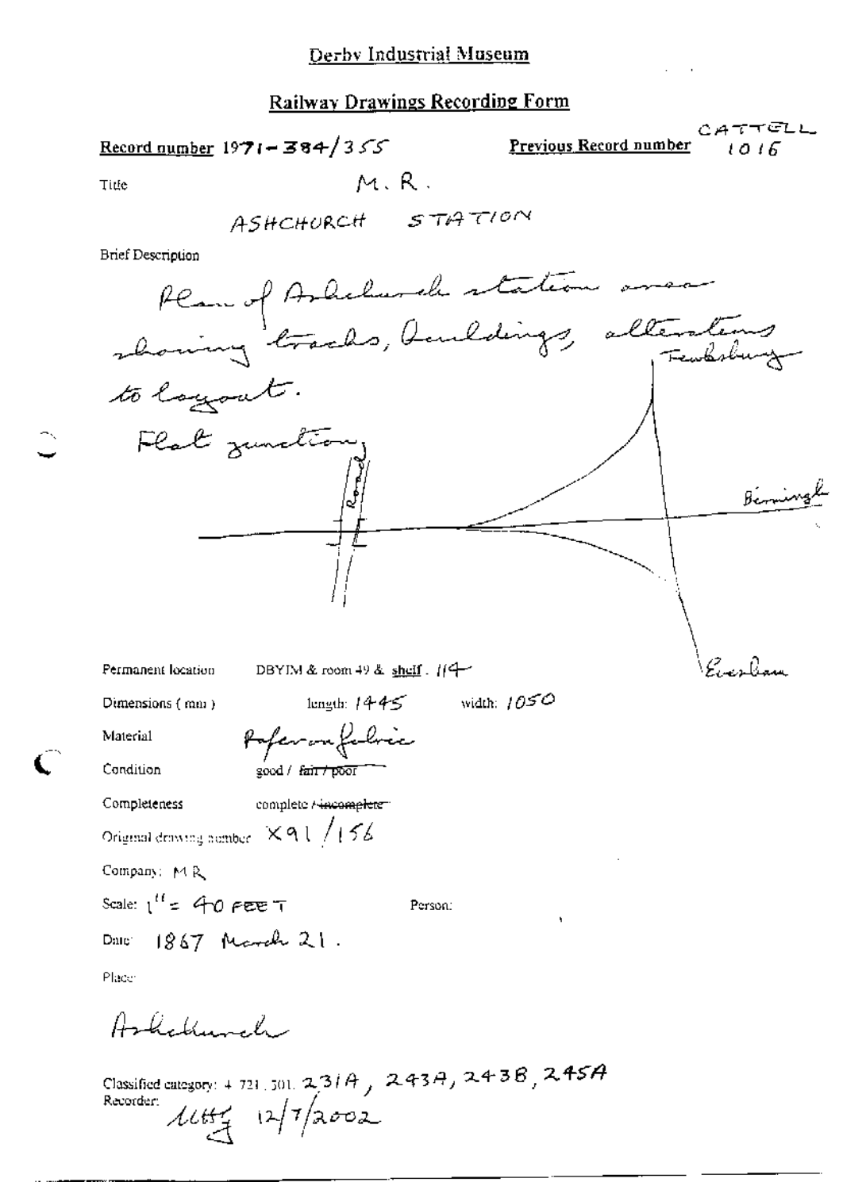Derby Industrial Museum

## Railway Drawings Recording Form

Record number 1971-384/355

Previous Record number CATTELL 1016

Title M.R.

ASHCHURCH STATION

Brief Description

Plan of Ashchurch station area showing tracks, buildings, alterations to layout.

Flat junction

Road

Tewkesbury

Birmingh

Evesham

Permanent location DBYIM & room 49 & shelf. 114

Dimensions (mm) length: 1445 width: 1050

Material Paper on fabric

Condition good / ~~fair / poor~~

Completeness complete / ~~incomplete~~

Original drawing number X91/156

Company: MR

Scale: 1" = 40 FEET

Person:

Date 1867 March 21.

Place:

Ashchurch

Classified category: 4. 721. 301. 231A, 243A, 243B, 245A

Recorder: MHG 12/7/2002